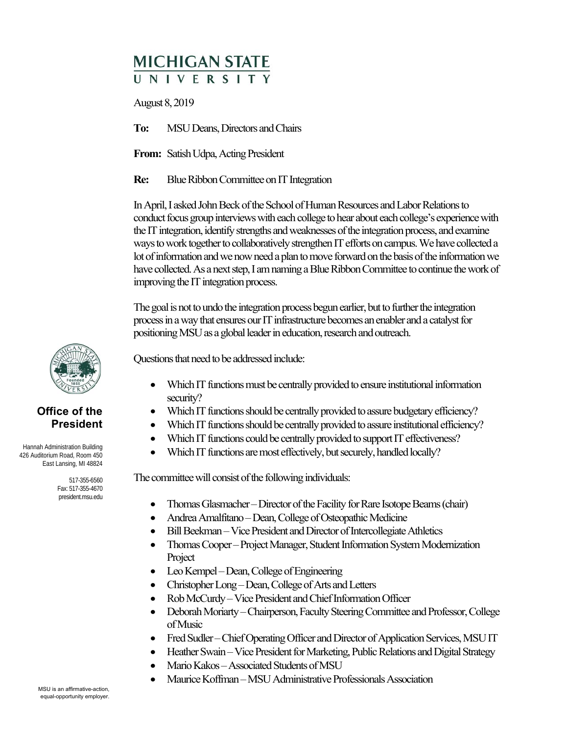# MICHIGAN STATE UNIVERSITY

August 8, 2019

**To:** MSU Deans, Directors and Chairs

**From:** Satish Udpa, Acting President

**Re:** Blue Ribbon Committee on IT Integration

In April, I asked John Beck of the School of Human Resources and Labor Relations to conduct focus group interviews with each college to hear about each college's experience with the IT integration, identify strengths and weaknesses of the integration process, and examine ways to work together to collaboratively strengthen IT efforts on campus. We have collected a lot of information and we now need a plan to move forward on the basis of the information we have collected. As a next step, I am naming a Blue Ribbon Committee to continue the work of improving the IT integration process.

The goal is not to undo the integration process begun earlier, but to further the integration process in a way that ensures our IT infrastructure becomes an enabler and a catalyst for positioning MSU as a global leader in education, research and outreach.

Questions that need to be addressed include:

- Which IT functions must be centrally provided to ensure institutional information security?
- Which IT functions should be centrally provided to assure budgetary efficiency?
- Which IT functions should be centrally provided to assure institutional efficiency?
- Which IT functions could be centrally provided to support IT effectiveness?
- Which IT functions are most effectively, but securely, handled locally?

The committee will consist of the following individuals:

- Thomas Glasmacher – Director of the Facility for Rare Isotope Beams (chair)
- Andrea Amalfitano – Dean, College of Osteopathic Medicine
- Bill Beekman – Vice President and Director of Intercollegiate Athletics
- Thomas Cooper – Project Manager, Student Information System Modernization Project
- Leo Kempel – Dean, College of Engineering
- Christopher Long – Dean, College of Arts and Letters
- Rob McCurdy – Vice President and Chief Information Officer
- Deborah Moriarty – Chairperson, Faculty Steering Committee and Professor, College of Music
- Fred Sudler – Chief Operating Officer and Director of Application Services, MSU IT
- Heather Swain – Vice President for Marketing, Public Relations and Digital Strategy
- Mario Kakos – Associated Students of MSU
- Maurice Koffman – MSU Administrative Professionals Association

**Office of the President**

Hannah Administration Building
426 Auditorium Road, Room 450
East Lansing, MI 48824

517-355-6560
Fax: 517-355-4670
president.msu.edu

MSU is an affirmative-action, equal-opportunity employer.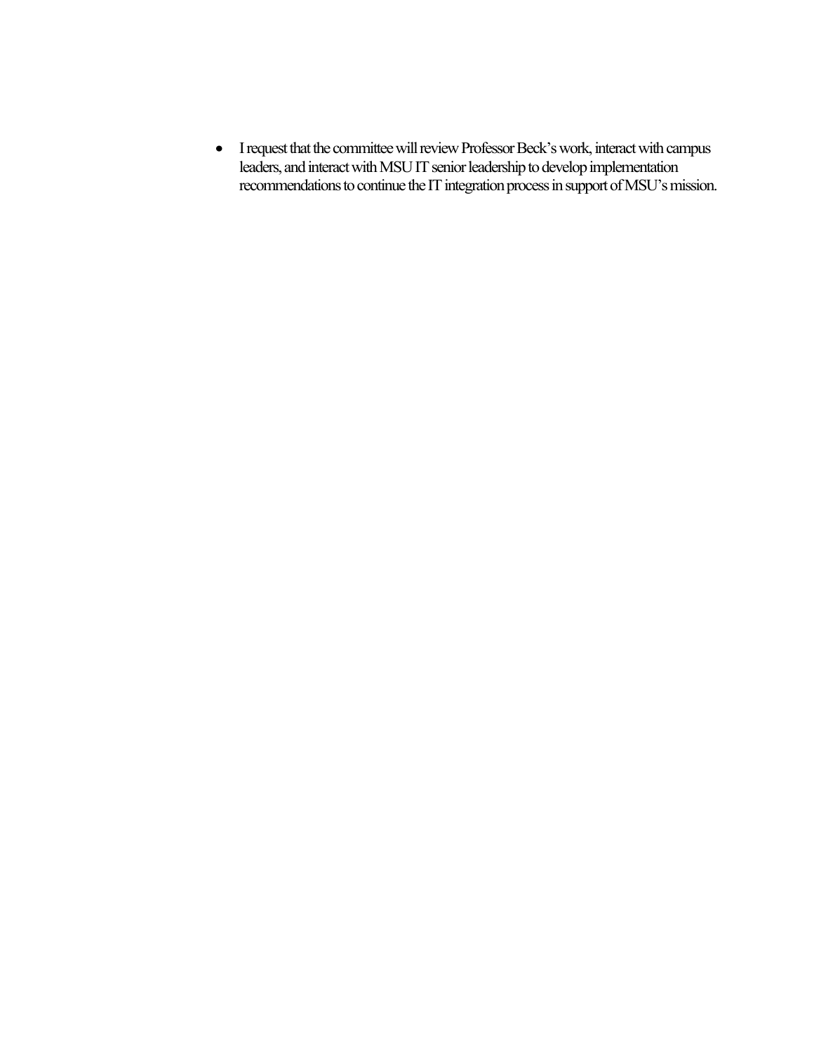- I request that the committee will review Professor Beck's work, interact with campus leaders, and interact with MSU IT senior leadership to develop implementation recommendations to continue the IT integration process in support of MSU's mission.